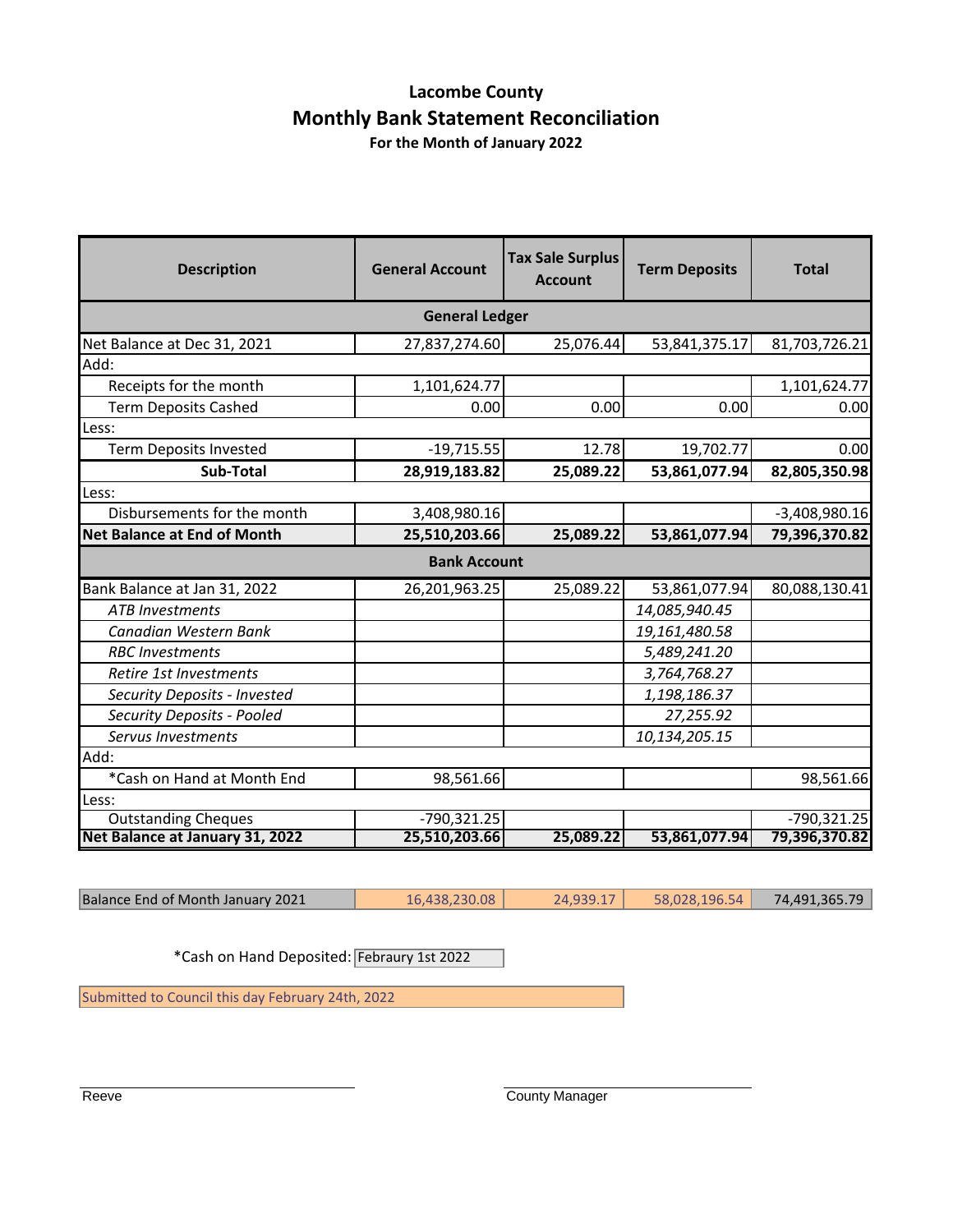# Lacombe County

## Monthly Bank Statement Reconciliation

**For the Month of January 2022**

| Description | General Account | Tax Sale Surplus Account | Term Deposits | Total |
|---|---|---|---|---|
| **General Ledger** | | | | |
| Net Balance at Dec 31, 2021 | 27,837,274.60 | 25,076.44 | 53,841,375.17 | 81,703,726.21 |
| Add: | | | | |
| Receipts for the month | 1,101,624.77 | | | 1,101,624.77 |
| Term Deposits Cashed | 0.00 | 0.00 | 0.00 | 0.00 |
| Less: | | | | |
| Term Deposits Invested | -19,715.55 | 12.78 | 19,702.77 | 0.00 |
| **Sub-Total** | **28,919,183.82** | **25,089.22** | **53,861,077.94** | **82,805,350.98** |
| Less: | | | | |
| Disbursements for the month | 3,408,980.16 | | | -3,408,980.16 |
| **Net Balance at End of Month** | **25,510,203.66** | **25,089.22** | **53,861,077.94** | **79,396,370.82** |
| **Bank Account** | | | | |
| Bank Balance at Jan 31, 2022 | 26,201,963.25 | 25,089.22 | 53,861,077.94 | 80,088,130.41 |
| *ATB Investments* | | | *14,085,940.45* | |
| *Canadian Western Bank* | | | *19,161,480.58* | |
| *RBC Investments* | | | *5,489,241.20* | |
| *Retire 1st Investments* | | | *3,764,768.27* | |
| *Security Deposits - Invested* | | | *1,198,186.37* | |
| *Security Deposits - Pooled* | | | *27,255.92* | |
| *Servus Investments* | | | *10,134,205.15* | |
| Add: | | | | |
| *Cash on Hand at Month End | 98,561.66 | | | 98,561.66 |
| Less: | | | | |
| Outstanding Cheques | -790,321.25 | | | -790,321.25 |
| **Net Balance at January 31, 2022** | **25,510,203.66** | **25,089.22** | **53,861,077.94** | **79,396,370.82** |

| | | | | |
|---|---|---|---|---|
| Balance End of Month January 2021 | 16,438,230.08 | 24,939.17 | 58,028,196.54 | 74,491,365.79 |

*Cash on Hand Deposited: Febraury 1st 2022

Submitted to Council this day February 24th, 2022

Reeve

County Manager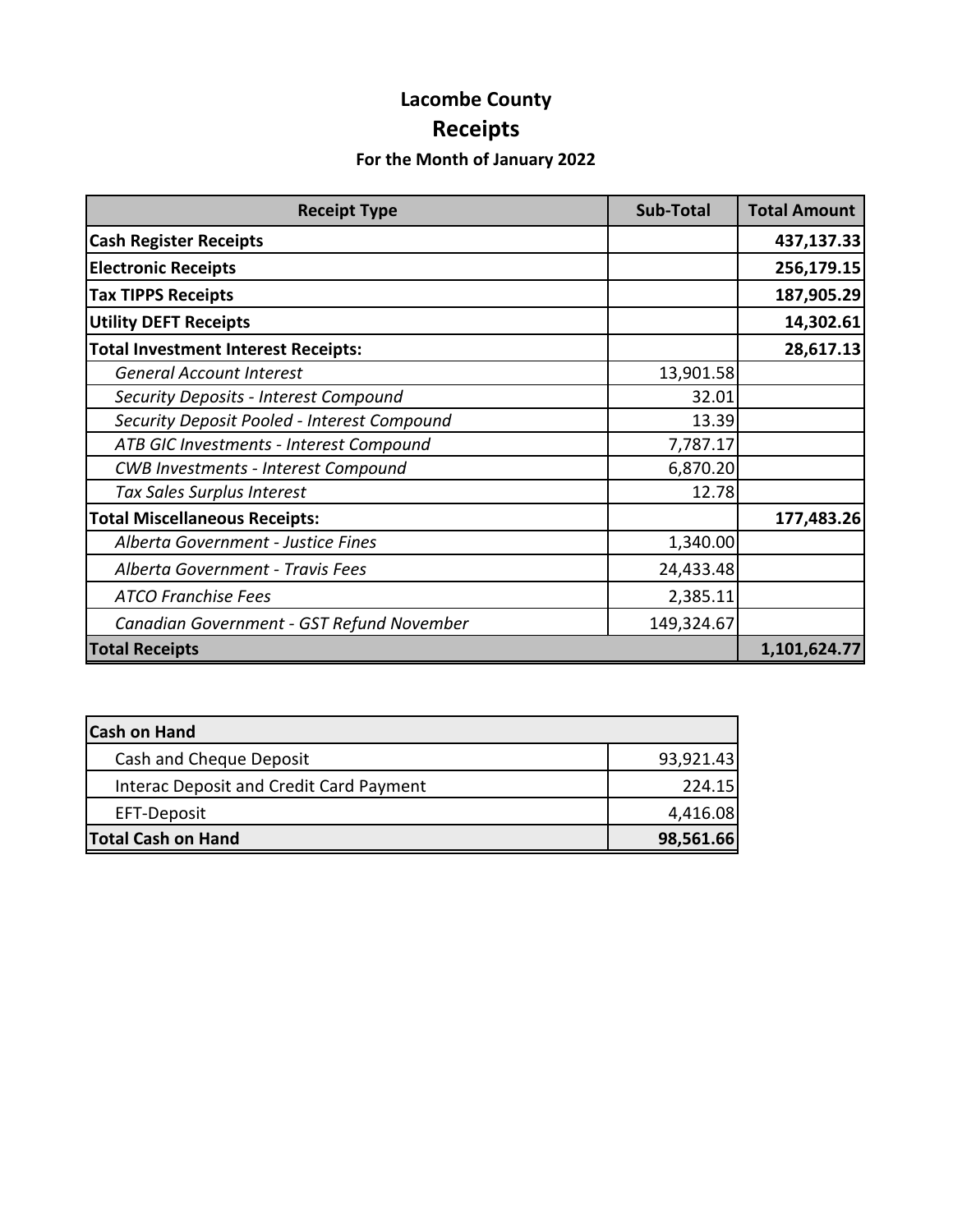# Lacombe County

## Receipts

### For the Month of January 2022

| Receipt Type | Sub-Total | Total Amount |
|---|---|---|
| **Cash Register Receipts** | | **437,137.33** |
| **Electronic Receipts** | | **256,179.15** |
| **Tax TIPPS Receipts** | | **187,905.29** |
| **Utility DEFT Receipts** | | **14,302.61** |
| **Total Investment Interest Receipts:** | | **28,617.13** |
| *General Account Interest* | 13,901.58 | |
| *Security Deposits - Interest Compound* | 32.01 | |
| *Security Deposit Pooled - Interest Compound* | 13.39 | |
| *ATB GIC Investments - Interest Compound* | 7,787.17 | |
| *CWB Investments - Interest Compound* | 6,870.20 | |
| *Tax Sales Surplus Interest* | 12.78 | |
| **Total Miscellaneous Receipts:** | | **177,483.26** |
| *Alberta Government - Justice Fines* | 1,340.00 | |
| *Alberta Government - Travis Fees* | 24,433.48 | |
| *ATCO Franchise Fees* | 2,385.11 | |
| *Canadian Government - GST Refund November* | 149,324.67 | |
| **Total Receipts** | | **1,101,624.77** |

| **Cash on Hand** | |
|---|---|
| Cash and Cheque Deposit | 93,921.43 |
| Interac Deposit and Credit Card Payment | 224.15 |
| EFT-Deposit | 4,416.08 |
| **Total Cash on Hand** | **98,561.66** |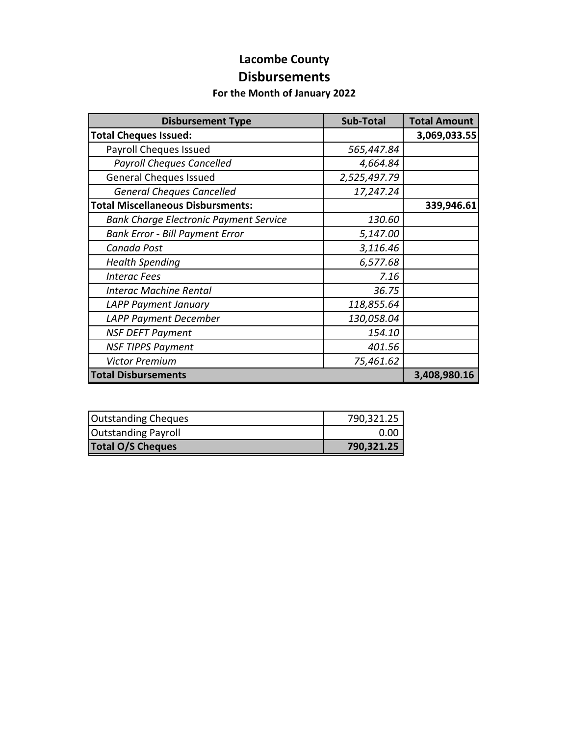# Lacombe County

## Disbursements

### For the Month of January 2022

| Disbursement Type | Sub-Total | Total Amount |
|---|---|---|
| **Total Cheques Issued:** | | **3,069,033.55** |
| Payroll Cheques Issued | *565,447.84* | |
| *Payroll Cheques Cancelled* | *4,664.84* | |
| General Cheques Issued | *2,525,497.79* | |
| *General Cheques Cancelled* | *17,247.24* | |
| **Total Miscellaneous Disbursments:** | | **339,946.61** |
| *Bank Charge Electronic Payment Service* | *130.60* | |
| *Bank Error - Bill Payment Error* | *5,147.00* | |
| *Canada Post* | *3,116.46* | |
| *Health Spending* | *6,577.68* | |
| *Interac Fees* | *7.16* | |
| *Interac Machine Rental* | *36.75* | |
| *LAPP Payment January* | *118,855.64* | |
| *LAPP Payment December* | *130,058.04* | |
| *NSF DEFT Payment* | *154.10* | |
| *NSF TIPPS Payment* | *401.56* | |
| *Victor Premium* | *75,461.62* | |
| **Total Disbursements** | | **3,408,980.16** |

| | |
|---|---|
| Outstanding Cheques | 790,321.25 |
| Outstanding Payroll | 0.00 |
| **Total O/S Cheques** | **790,321.25** |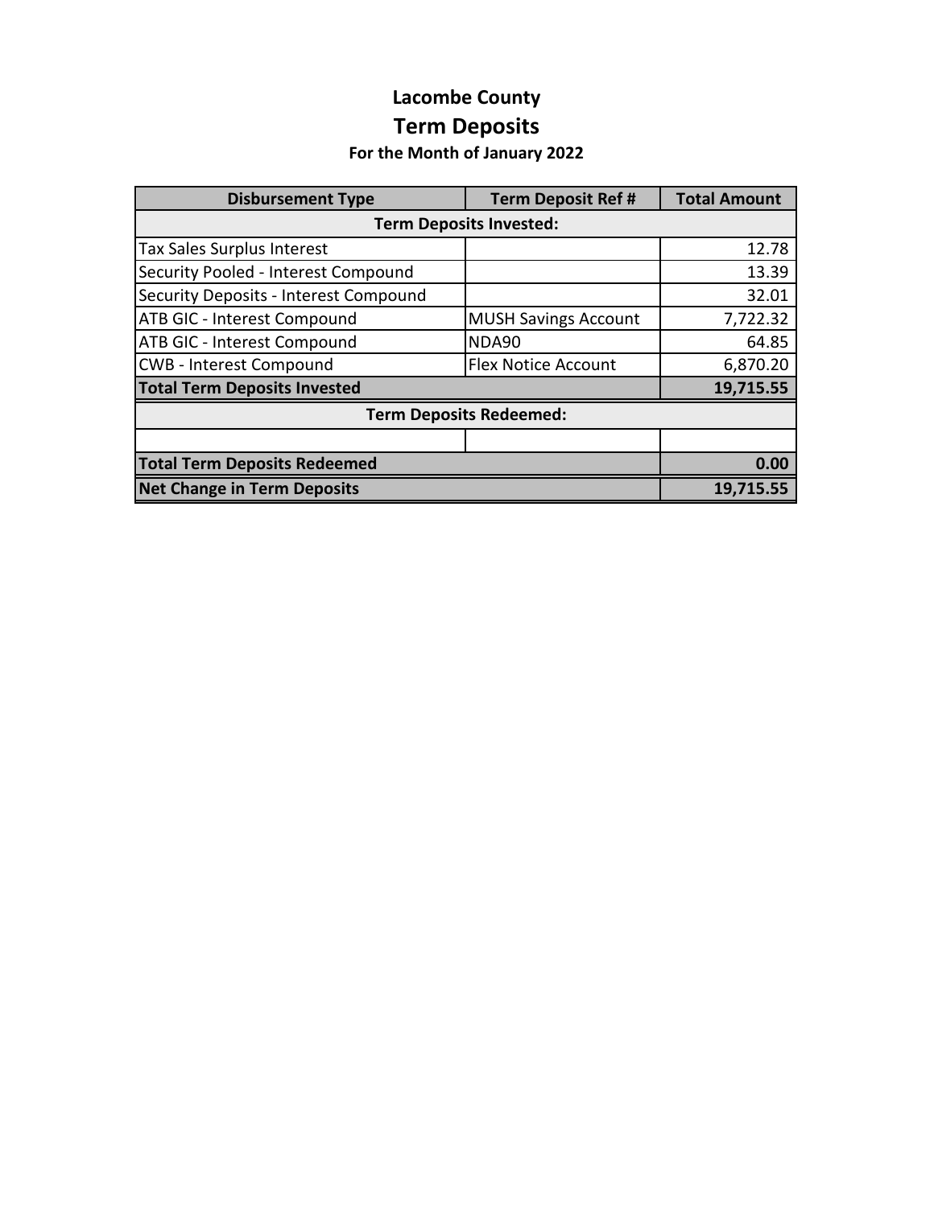# Lacombe County

## Term Deposits

### For the Month of January 2022

| Disbursement Type | Term Deposit Ref # | Total Amount |
|---|---|---|
| **Term Deposits Invested:** | | |
| Tax Sales Surplus Interest | | 12.78 |
| Security Pooled - Interest Compound | | 13.39 |
| Security Deposits - Interest Compound | | 32.01 |
| ATB GIC - Interest Compound | MUSH Savings Account | 7,722.32 |
| ATB GIC - Interest Compound | NDA90 | 64.85 |
| CWB - Interest Compound | Flex Notice Account | 6,870.20 |
| **Total Term Deposits Invested** | | **19,715.55** |
| **Term Deposits Redeemed:** | | |
| | | |
| **Total Term Deposits Redeemed** | | **0.00** |
| **Net Change in Term Deposits** | | **19,715.55** |